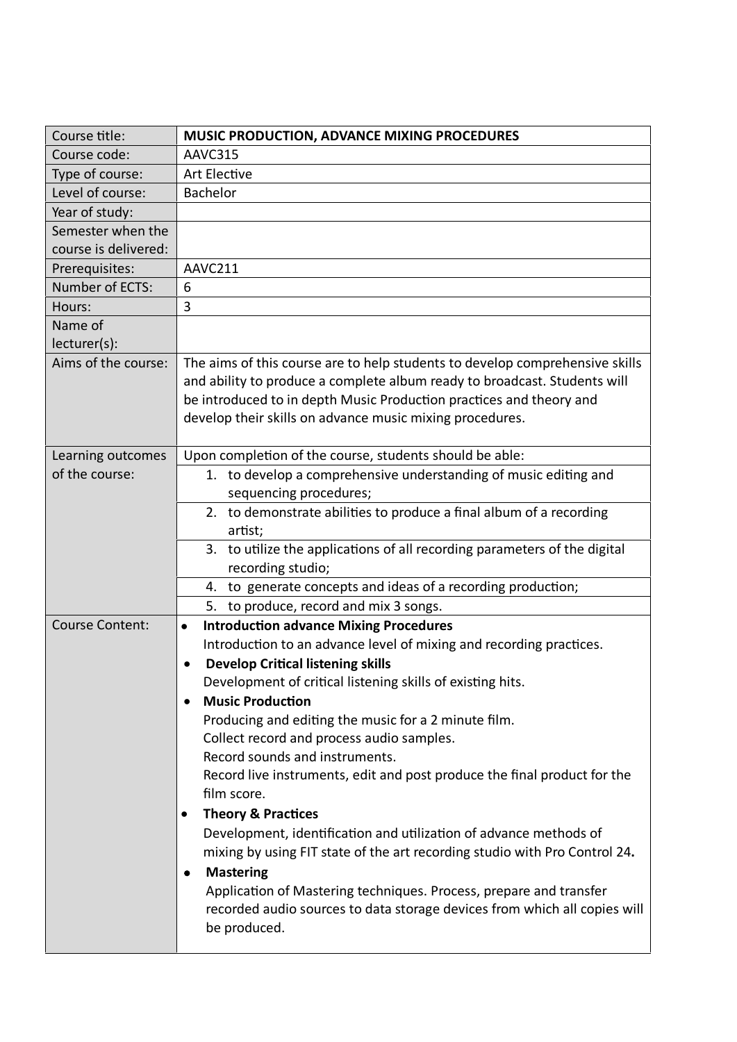| Course title: | **MUSIC PRODUCTION, ADVANCE MIXING PROCEDURES** |
|---|---|
| Course code: | AAVC315 |
| Type of course: | Art Elective |
| Level of course: | Bachelor |
| Year of study: | |
| Semester when the course is delivered: | |
| Prerequisites: | AAVC211 |
| Number of ECTS: | 6 |
| Hours: | 3 |
| Name of lecturer(s): | |
| Aims of the course: | The aims of this course are to help students to develop comprehensive skills and ability to produce a complete album ready to broadcast. Students will be introduced to in depth Music Production practices and theory and develop their skills on advance music mixing procedures. |
| Learning outcomes of the course: | Upon completion of the course, students should be able: |
| | 1. to develop a comprehensive understanding of music editing and sequencing procedures; |
| | 2. to demonstrate abilities to produce a final album of a recording artist; |
| | 3. to utilize the applications of all recording parameters of the digital recording studio; |
| | 4. to generate concepts and ideas of a recording production; |
| | 5. to produce, record and mix 3 songs. |
| Course Content: | • **Introduction advance Mixing Procedures**<br>Introduction to an advance level of mixing and recording practices.<br>• **Develop Critical listening skills**<br>Development of critical listening skills of existing hits.<br>• **Music Production**<br>Producing and editing the music for a 2 minute film.<br>Collect record and process audio samples.<br>Record sounds and instruments.<br>Record live instruments, edit and post produce the final product for the film score.<br>• **Theory & Practices**<br>Development, identification and utilization of advance methods of mixing by using FIT state of the art recording studio with Pro Control 24**.**<br>• **Mastering**<br>Application of Mastering techniques. Process, prepare and transfer recorded audio sources to data storage devices from which all copies will be produced. |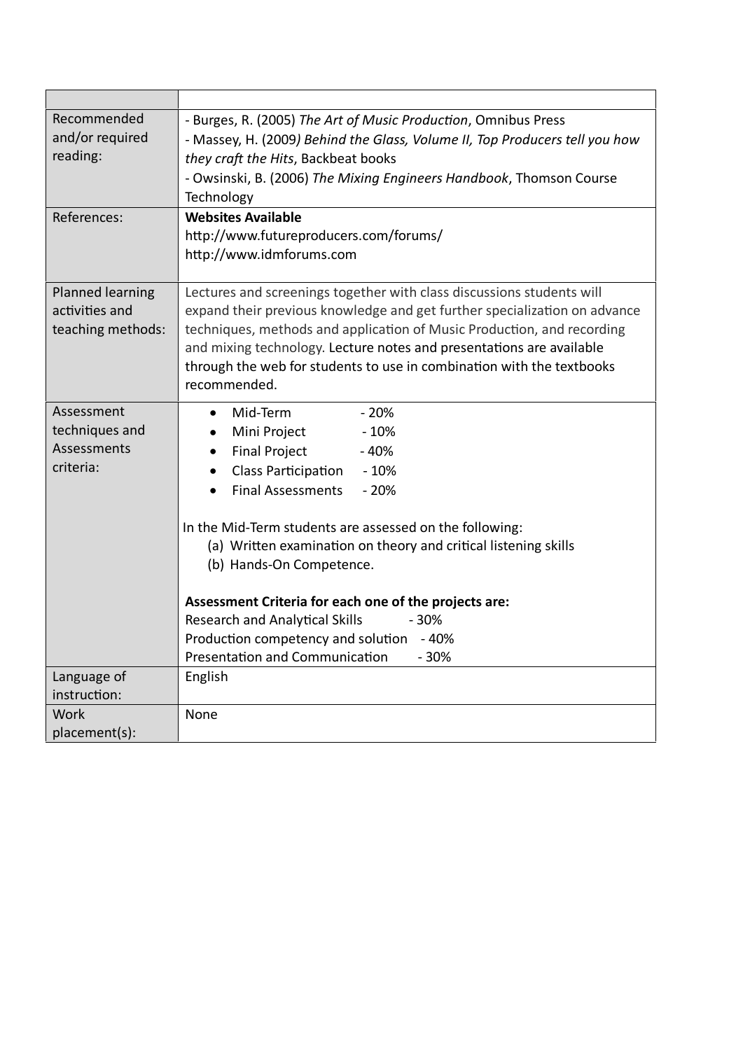| | |
|---|---|
| Recommended and/or required reading: | - Burges, R. (2005) *The Art of Music Production*, Omnibus Press<br>- Massey, H. (2009*) Behind the Glass, Volume II, Top Producers tell you how they craft the Hits*, Backbeat books<br>- Owsinski, B. (2006) *The Mixing Engineers Handbook*, Thomson Course Technology |
| References: | **Websites Available**<br>http://www.futureproducers.com/forums/<br>http://www.idmforums.com |
| Planned learning activities and teaching methods: | Lectures and screenings together with class discussions students will expand their previous knowledge and get further specialization on advance techniques, methods and application of Music Production, and recording and mixing technology. Lecture notes and presentations are available through the web for students to use in combination with the textbooks recommended. |
| Assessment techniques and Assessments criteria: | • Mid-Term - 20%<br>• Mini Project - 10%<br>• Final Project - 40%<br>• Class Participation - 10%<br>• Final Assessments - 20%<br><br>In the Mid-Term students are assessed on the following:<br>(a) Written examination on theory and critical listening skills<br>(b) Hands-On Competence.<br><br>**Assessment Criteria for each one of the projects are:**<br>Research and Analytical Skills - 30%<br>Production competency and solution - 40%<br>Presentation and Communication - 30% |
| Language of instruction: | English |
| Work placement(s): | None |